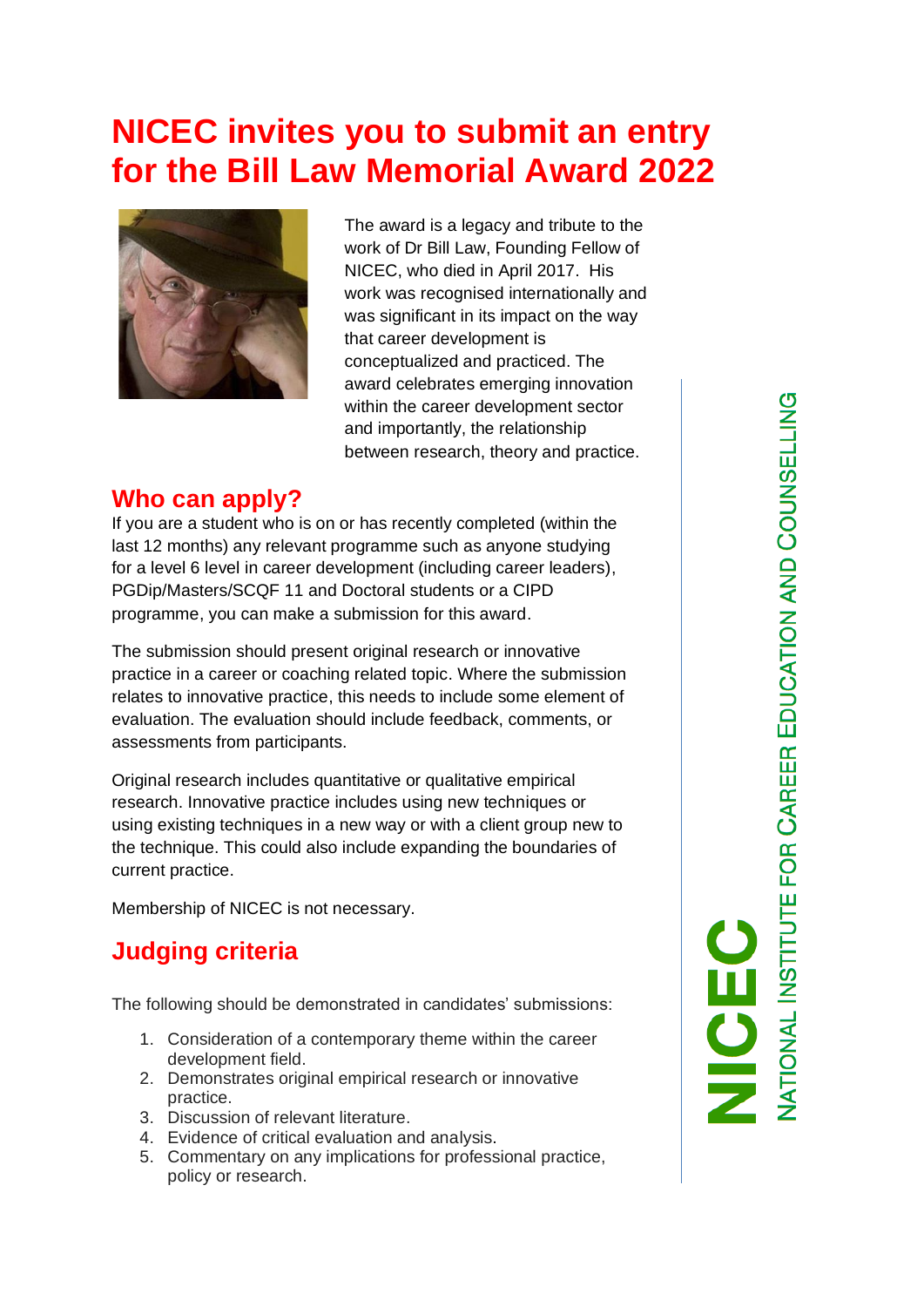# NICEC invites you to submit an entry for the Bill Law Memorial Award 2022

The award is a legacy and tribute to the work of Dr Bill Law, Founding Fellow of NICEC, who died in April 2017. His work was recognised internationally and was significant in its impact on the way that career development is conceptualized and practiced. The award celebrates emerging innovation within the career development sector and importantly, the relationship between research, theory and practice.

## Who can apply?

If you are a student who is on or has recently completed (within the last 12 months) any relevant programme such as anyone studying for a level 6 level in career development (including career leaders), PGDip/Masters/SCQF 11 and Doctoral students or a CIPD programme, you can make a submission for this award.

The submission should present original research or innovative practice in a career or coaching related topic. Where the submission relates to innovative practice, this needs to include some element of evaluation. The evaluation should include feedback, comments, or assessments from participants.

Original research includes quantitative or qualitative empirical research. Innovative practice includes using new techniques or using existing techniques in a new way or with a client group new to the technique. This could also include expanding the boundaries of current practice.

Membership of NICEC is not necessary.

## Judging criteria

The following should be demonstrated in candidates' submissions:

1. Consideration of a contemporary theme within the career development field.
2. Demonstrates original empirical research or innovative practice.
3. Discussion of relevant literature.
4. Evidence of critical evaluation and analysis.
5. Commentary on any implications for professional practice, policy or research.

NICEC

NATIONAL INSTITUTE FOR CAREER EDUCATION AND COUNSELLING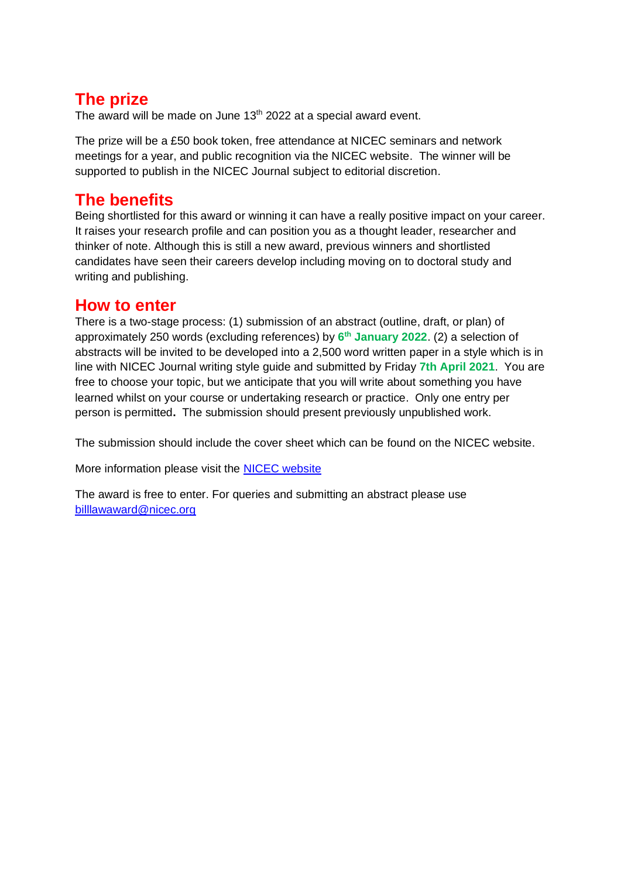## The prize

The award will be made on June 13th 2022 at a special award event.

The prize will be a £50 book token, free attendance at NICEC seminars and network meetings for a year, and public recognition via the NICEC website. The winner will be supported to publish in the NICEC Journal subject to editorial discretion.

## The benefits

Being shortlisted for this award or winning it can have a really positive impact on your career. It raises your research profile and can position you as a thought leader, researcher and thinker of note. Although this is still a new award, previous winners and shortlisted candidates have seen their careers develop including moving on to doctoral study and writing and publishing.

## How to enter

There is a two-stage process: (1) submission of an abstract (outline, draft, or plan) of approximately 250 words (excluding references) by **6th January 2022**. (2) a selection of abstracts will be invited to be developed into a 2,500 word written paper in a style which is in line with NICEC Journal writing style guide and submitted by Friday **7th April 2021**. You are free to choose your topic, but we anticipate that you will write about something you have learned whilst on your course or undertaking research or practice. Only one entry per person is permitted**.** The submission should present previously unpublished work.

The submission should include the cover sheet which can be found on the NICEC website.

More information please visit the [NICEC website]()

The award is free to enter. For queries and submitting an abstract please use [billlawaward@nicec.org](mailto:billlawaward@nicec.org)